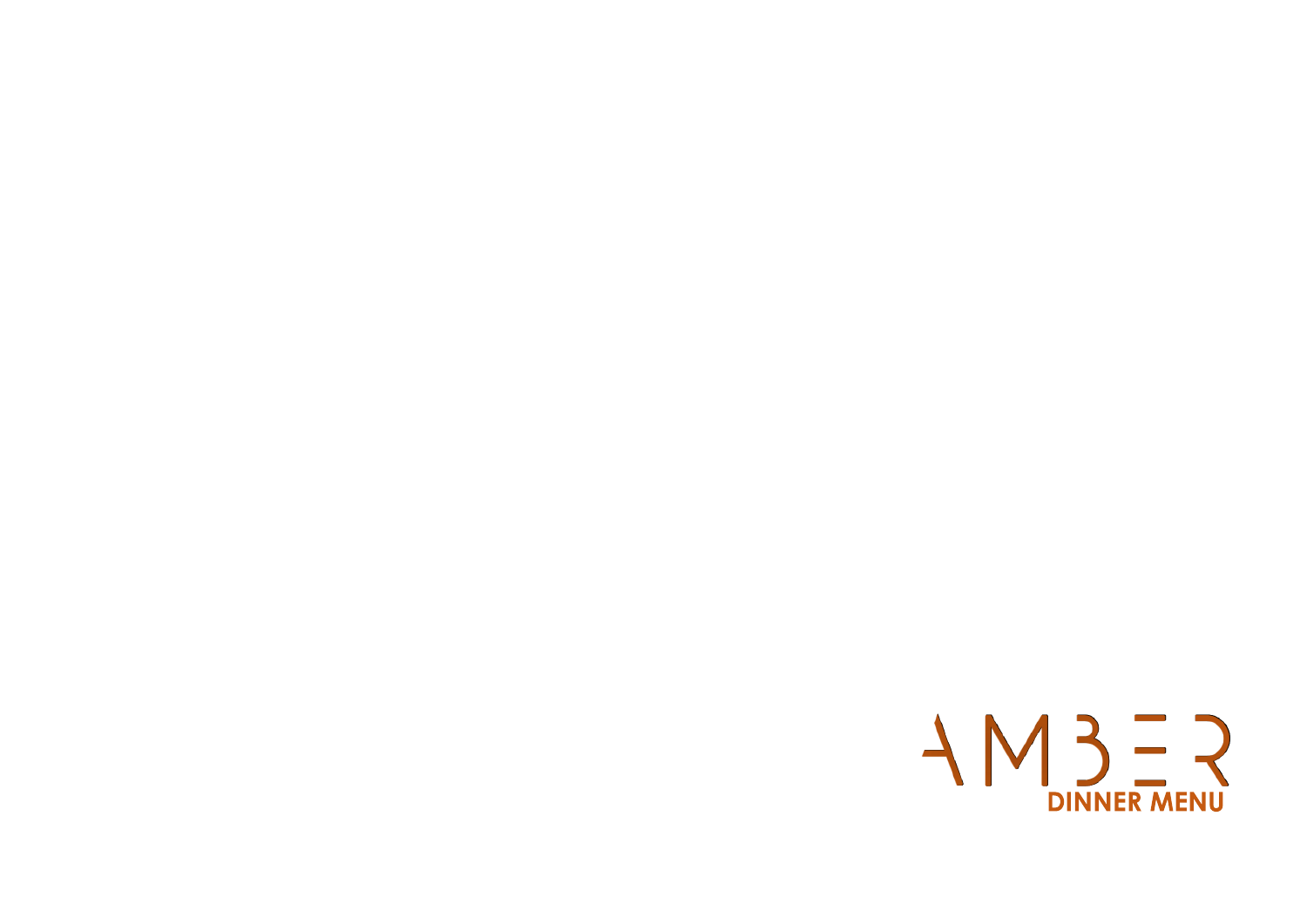# AMBER

## DINNER MENU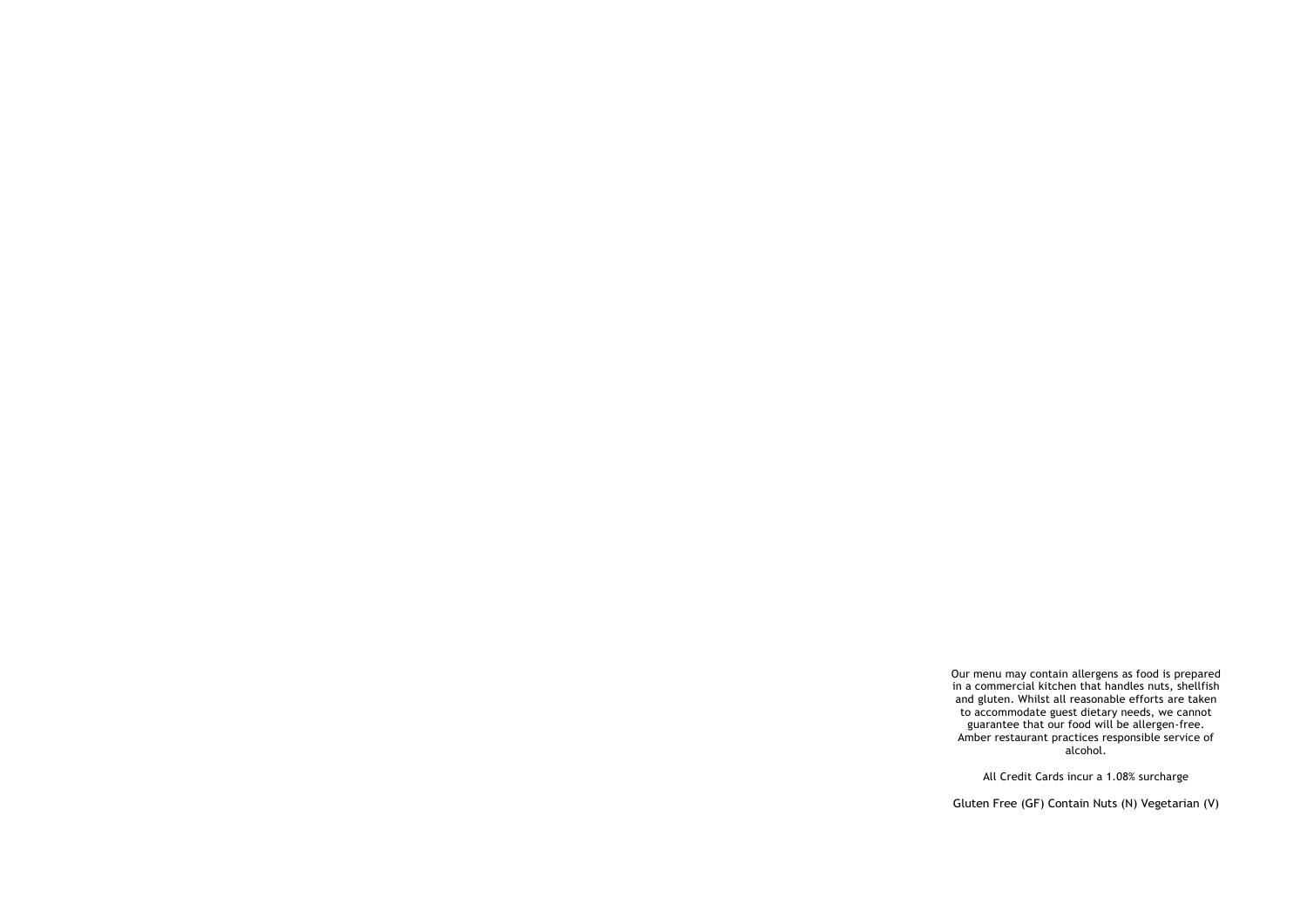Our menu may contain allergens as food is prepared in a commercial kitchen that handles nuts, shellfish and gluten. Whilst all reasonable efforts are taken to accommodate guest dietary needs, we cannot guarantee that our food will be allergen-free. Amber restaurant practices responsible service of alcohol.

All Credit Cards incur a 1.08% surcharge

Gluten Free (GF) Contain Nuts (N) Vegetarian (V)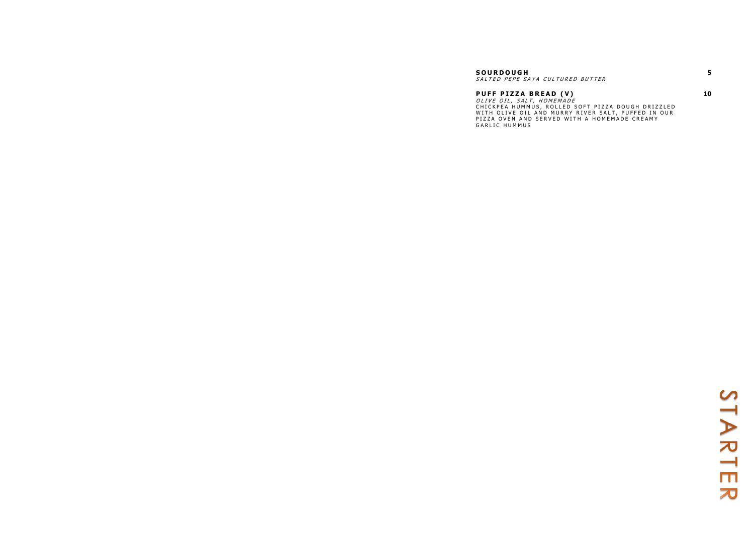# STARTER

**SOURDOUGH** 5
*SALTED PEPE SAYA CULTURED BUTTER*

**PUFF PIZZA BREAD (V)** 10
*OLIVE OIL, SALT, HOMEMADE*
CHICKPEA HUMMUS, ROLLED SOFT PIZZA DOUGH DRIZZLED WITH OLIVE OIL AND MURRY RIVER SALT, PUFFED IN OUR PIZZA OVEN AND SERVED WITH A HOMEMADE CREAMY GARLIC HUMMUS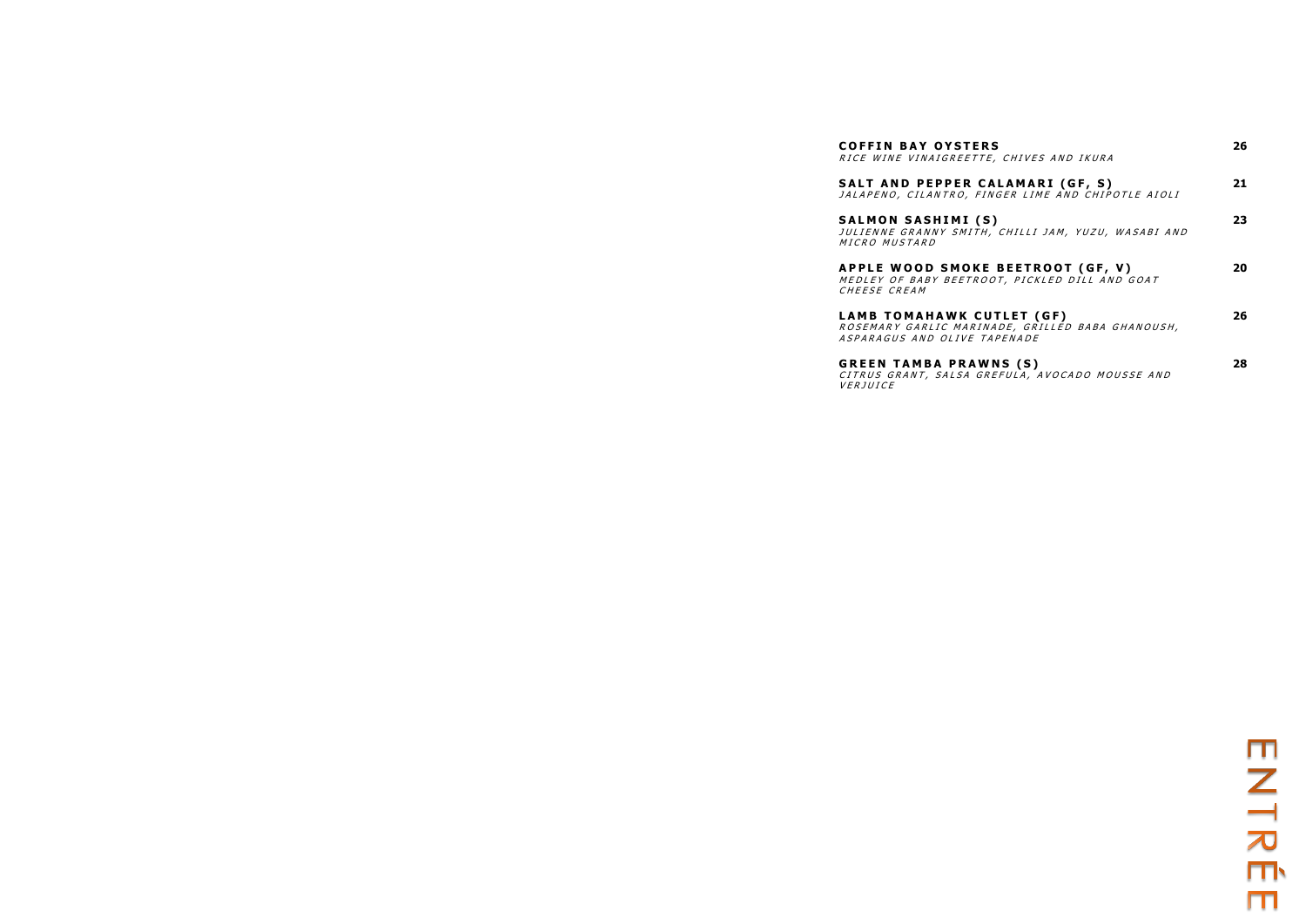# ENTRÉE

**COFFIN BAY OYSTERS** 26
*RICE WINE VINAIGREETTE, CHIVES AND IKURA*

**SALT AND PEPPER CALAMARI (GF, S)** 21
*JALAPENO, CILANTRO, FINGER LIME AND CHIPOTLE AIOLI*

**SALMON SASHIMI (S)** 23
*JULIENNE GRANNY SMITH, CHILLI JAM, YUZU, WASABI AND MICRO MUSTARD*

**APPLE WOOD SMOKE BEETROOT (GF, V)** 20
*MEDLEY OF BABY BEETROOT, PICKLED DILL AND GOAT CHEESE CREAM*

**LAMB TOMAHAWK CUTLET (GF)** 26
*ROSEMARY GARLIC MARINADE, GRILLED BABA GHANOUSH, ASPARAGUS AND OLIVE TAPENADE*

**GREEN TAMBA PRAWNS (S)** 28
*CITRUS GRANT, SALSA GREFULA, AVOCADO MOUSSE AND VERJUICE*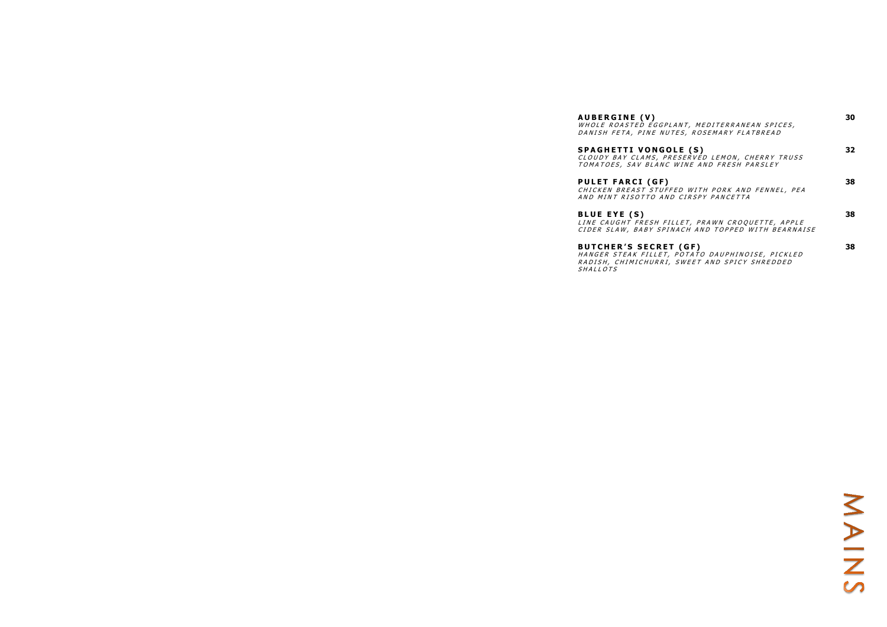# MAINS

**AUBERGINE (V)** — 30
*WHOLE ROASTED EGGPLANT, MEDITERRANEAN SPICES, DANISH FETA, PINE NUTES, ROSEMARY FLATBREAD*

**SPAGHETTI VONGOLE (S)** — 32
*CLOUDY BAY CLAMS, PRESERVED LEMON, CHERRY TRUSS TOMATOES, SAV BLANC WINE AND FRESH PARSLEY*

**PULET FARCI (GF)** — 38
*CHICKEN BREAST STUFFED WITH PORK AND FENNEL, PEA AND MINT RISOTTO AND CIRSPY PANCETTA*

**BLUE EYE (S)** — 38
*LINE CAUGHT FRESH FILLET, PRAWN CROQUETTE, APPLE CIDER SLAW, BABY SPINACH AND TOPPED WITH BEARNAISE*

**BUTCHER'S SECRET (GF)** — 38
*HANGER STEAK FILLET, POTATO DAUPHINOISE, PICKLED RADISH, CHIMICHURRI, SWEET AND SPICY SHREDDED SHALLOTS*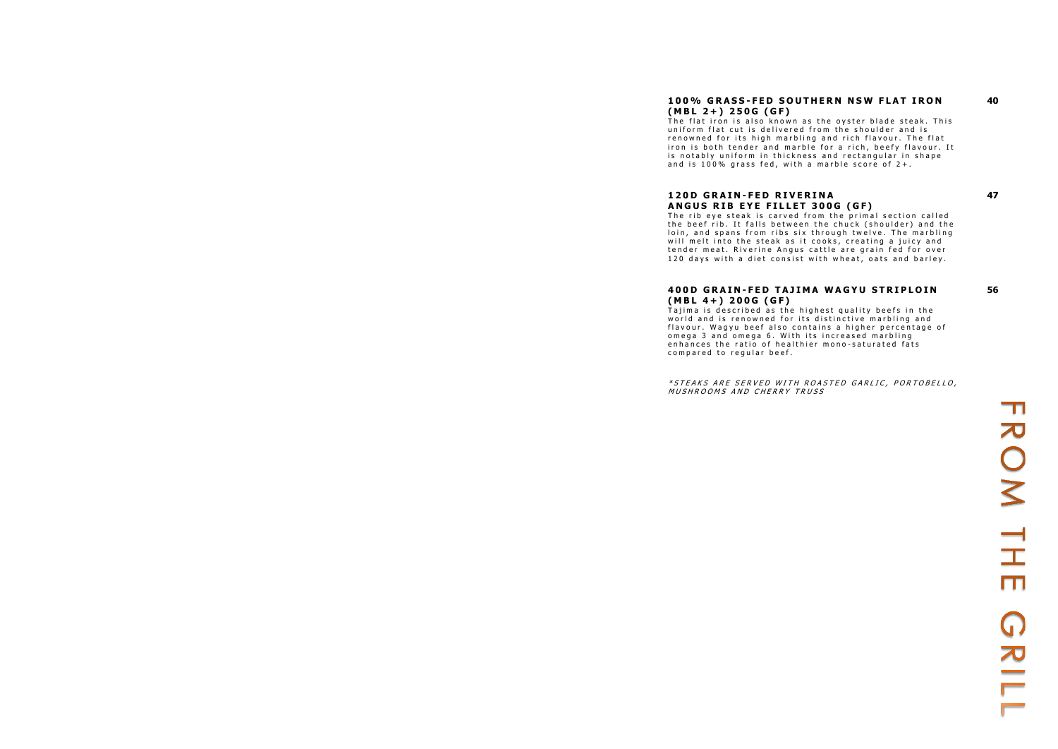# FROM THE GRILL

**100% GRASS-FED SOUTHERN NSW FLAT IRON (MBL 2+) 250G (GF)** — **40**

The flat iron is also known as the oyster blade steak. This uniform flat cut is delivered from the shoulder and is renowned for its high marbling and rich flavour. The flat iron is both tender and marble for a rich, beefy flavour. It is notably uniform in thickness and rectangular in shape and is 100% grass fed, with a marble score of 2+.

**120D GRAIN-FED RIVERINA ANGUS RIB EYE FILLET 300G (GF)** — **47**

The rib eye steak is carved from the primal section called the beef rib. It falls between the chuck (shoulder) and the loin, and spans from ribs six through twelve. The marbling will melt into the steak as it cooks, creating a juicy and tender meat. Riverine Angus cattle are grain fed for over 120 days with a diet consist with wheat, oats and barley.

**400D GRAIN-FED TAJIMA WAGYU STRIPLOIN (MBL 4+) 200G (GF)** — **56**

Tajima is described as the highest quality beefs in the world and is renowned for its distinctive marbling and flavour. Wagyu beef also contains a higher percentage of omega 3 and omega 6. With its increased marbling enhances the ratio of healthier mono-saturated fats compared to regular beef.

*\*STEAKS ARE SERVED WITH ROASTED GARLIC, PORTOBELLO, MUSHROOMS AND CHERRY TRUSS*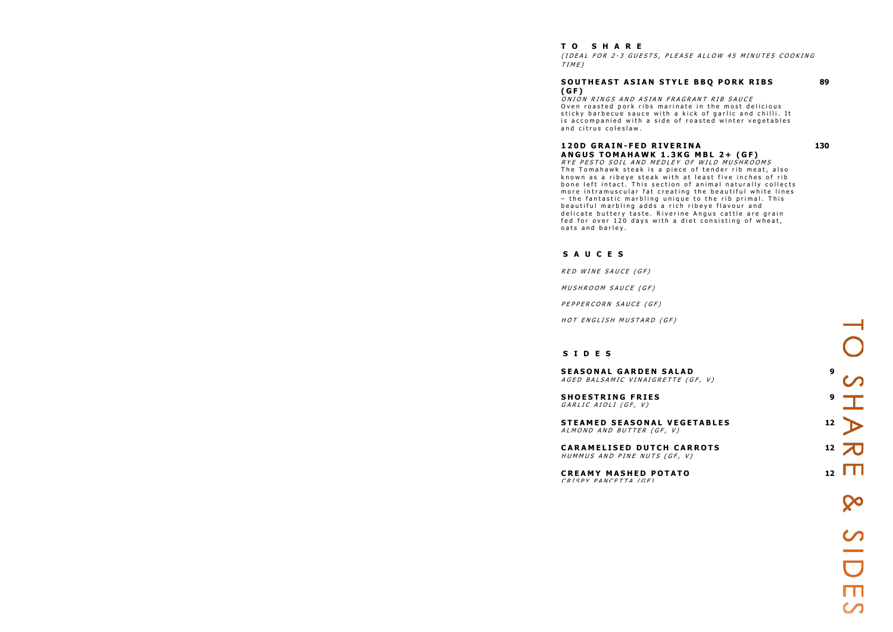## TO SHARE

*(IDEAL FOR 2-3 GUESTS, PLEASE ALLOW 45 MINUTES COOKING TIME)*

### SOUTHEAST ASIAN STYLE BBQ PORK RIBS (GF) — 89

*ONION RINGS AND ASIAN FRAGRANT RIB SAUCE*

Oven roasted pork ribs marinate in the most delicious sticky barbecue sauce with a kick of garlic and chilli. It is accompanied with a side of roasted winter vegetables and citrus coleslaw.

### 120D GRAIN-FED RIVERINA ANGUS TOMAHAWK 1.3KG MBL 2+ (GF) — 130

*RYE PESTO SOIL AND MEDLEY OF WILD MUSHROOMS*

The Tomahawk steak is a piece of tender rib meat, also known as a ribeye steak with at least five inches of rib bone left intact. This section of animal naturally collects more intramuscular fat creating the beautiful white lines – the fantastic marbling unique to the rib primal. This beautiful marbling adds a rich ribeye flavour and delicate buttery taste. Riverine Angus cattle are grain fed for over 120 days with a diet consisting of wheat, oats and barley.

## SAUCES

*RED WINE SAUCE (GF)*

*MUSHROOM SAUCE (GF)*

*PEPPERCORN SAUCE (GF)*

*HOT ENGLISH MUSTARD (GF)*

## SIDES

**SEASONAL GARDEN SALAD** — 9
*AGED BALSAMIC VINAIGRETTE (GF, V)*

**SHOESTRING FRIES** — 9
*GARLIC AIOLI (GF, V)*

**STEAMED SEASONAL VEGETABLES** — 12
*ALMOND AND BUTTER (GF, V)*

**CARAMELISED DUTCH CARROTS** — 12
*HUMMUS AND PINE NUTS (GF, V)*

**CREAMY MASHED POTATO** — 12
*CRISPY PANCETTA (GF)*

TO SHARE & SIDES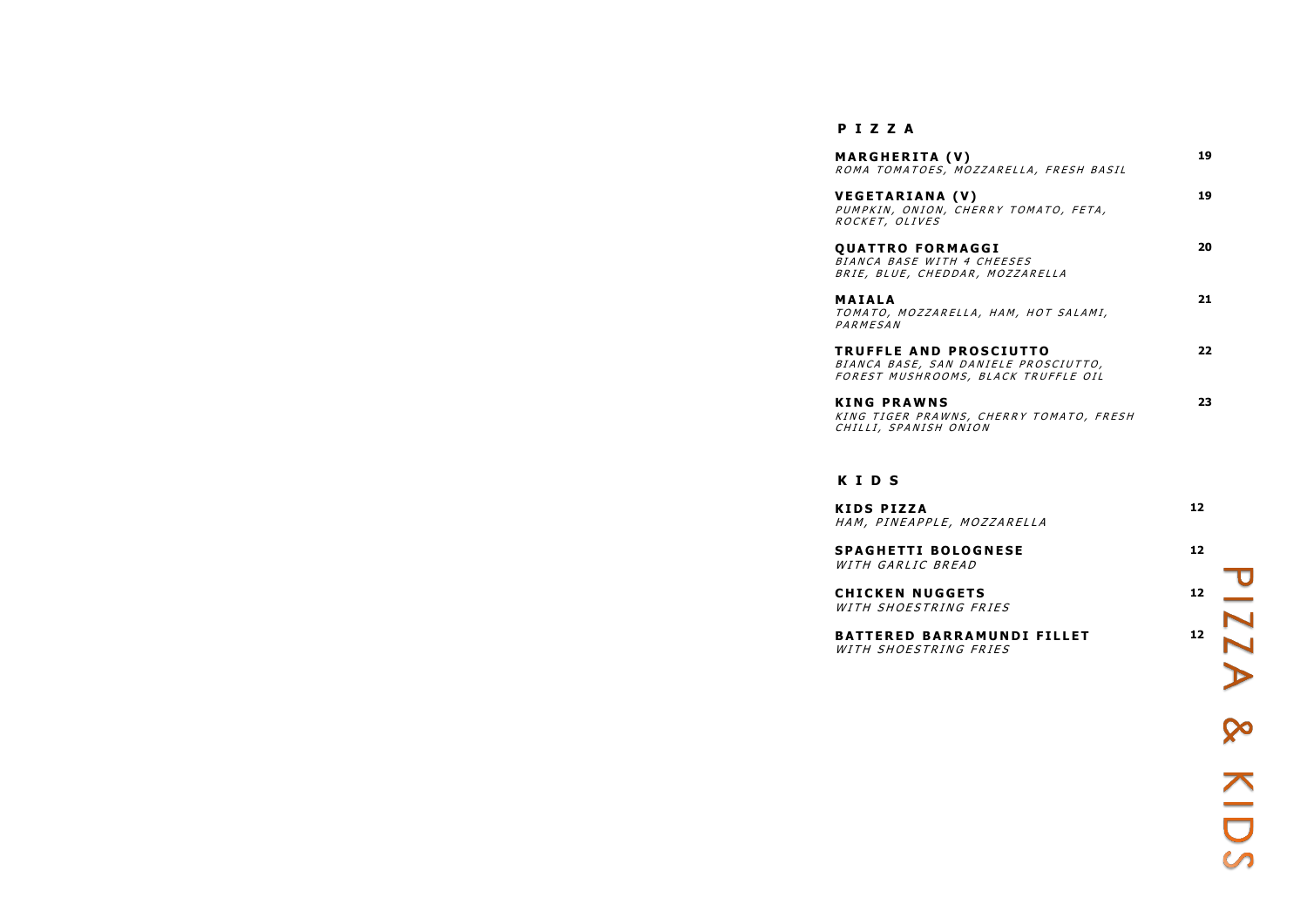## PIZZA

**MARGHERITA (V)** — 19
*ROMA TOMATOES, MOZZARELLA, FRESH BASIL*

**VEGETARIANA (V)** — 19
*PUMPKIN, ONION, CHERRY TOMATO, FETA, ROCKET, OLIVES*

**QUATTRO FORMAGGI** — 20
*BIANCA BASE WITH 4 CHEESES*
*BRIE, BLUE, CHEDDAR, MOZZARELLA*

**MAIALA** — 21
*TOMATO, MOZZARELLA, HAM, HOT SALAMI, PARMESAN*

**TRUFFLE AND PROSCIUTTO** — 22
*BIANCA BASE, SAN DANIELE PROSCIUTTO, FOREST MUSHROOMS, BLACK TRUFFLE OIL*

**KING PRAWNS** — 23
*KING TIGER PRAWNS, CHERRY TOMATO, FRESH CHILLI, SPANISH ONION*

## KIDS

**KIDS PIZZA** — 12
*HAM, PINEAPPLE, MOZZARELLA*

**SPAGHETTI BOLOGNESE** — 12
*WITH GARLIC BREAD*

**CHICKEN NUGGETS** — 12
*WITH SHOESTRING FRIES*

**BATTERED BARRAMUNDI FILLET** — 12
*WITH SHOESTRING FRIES*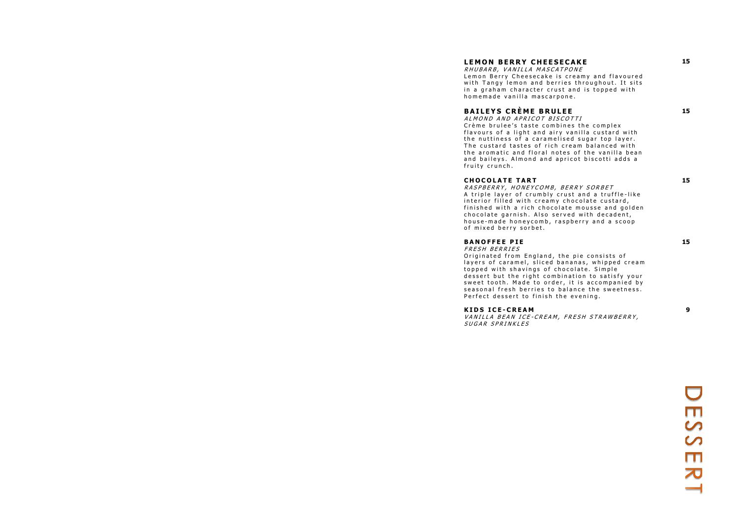# DESSERT

### LEMON BERRY CHEESECAKE — 15

*RHUBARB, VANILLA MASCATPONE*

Lemon Berry Cheesecake is creamy and flavoured with Tangy lemon and berries throughout. It sits in a graham character crust and is topped with homemade vanilla mascarpone.

### BAILEYS CRÈME BRULEE — 15

*ALMOND AND APRICOT BISCOTTI*

Crème brulee's taste combines the complex flavours of a light and airy vanilla custard with the nuttiness of a caramelised sugar top layer. The custard tastes of rich cream balanced with the aromatic and floral notes of the vanilla bean and baileys. Almond and apricot biscotti adds a fruity crunch.

### CHOCOLATE TART — 15

*RASPBERRY, HONEYCOMB, BERRY SORBET*

A triple layer of crumbly crust and a truffle-like interior filled with creamy chocolate custard, finished with a rich chocolate mousse and golden chocolate garnish. Also served with decadent, house-made honeycomb, raspberry and a scoop of mixed berry sorbet.

### BANOFFEE PIE — 15

*FRESH BERRIES*

Originated from England, the pie consists of layers of caramel, sliced bananas, whipped cream topped with shavings of chocolate. Simple dessert but the right combination to satisfy your sweet tooth. Made to order, it is accompanied by seasonal fresh berries to balance the sweetness. Perfect dessert to finish the evening.

### KIDS ICE-CREAM — 9

*VANILLA BEAN ICE-CREAM, FRESH STRAWBERRY, SUGAR SPRINKLES*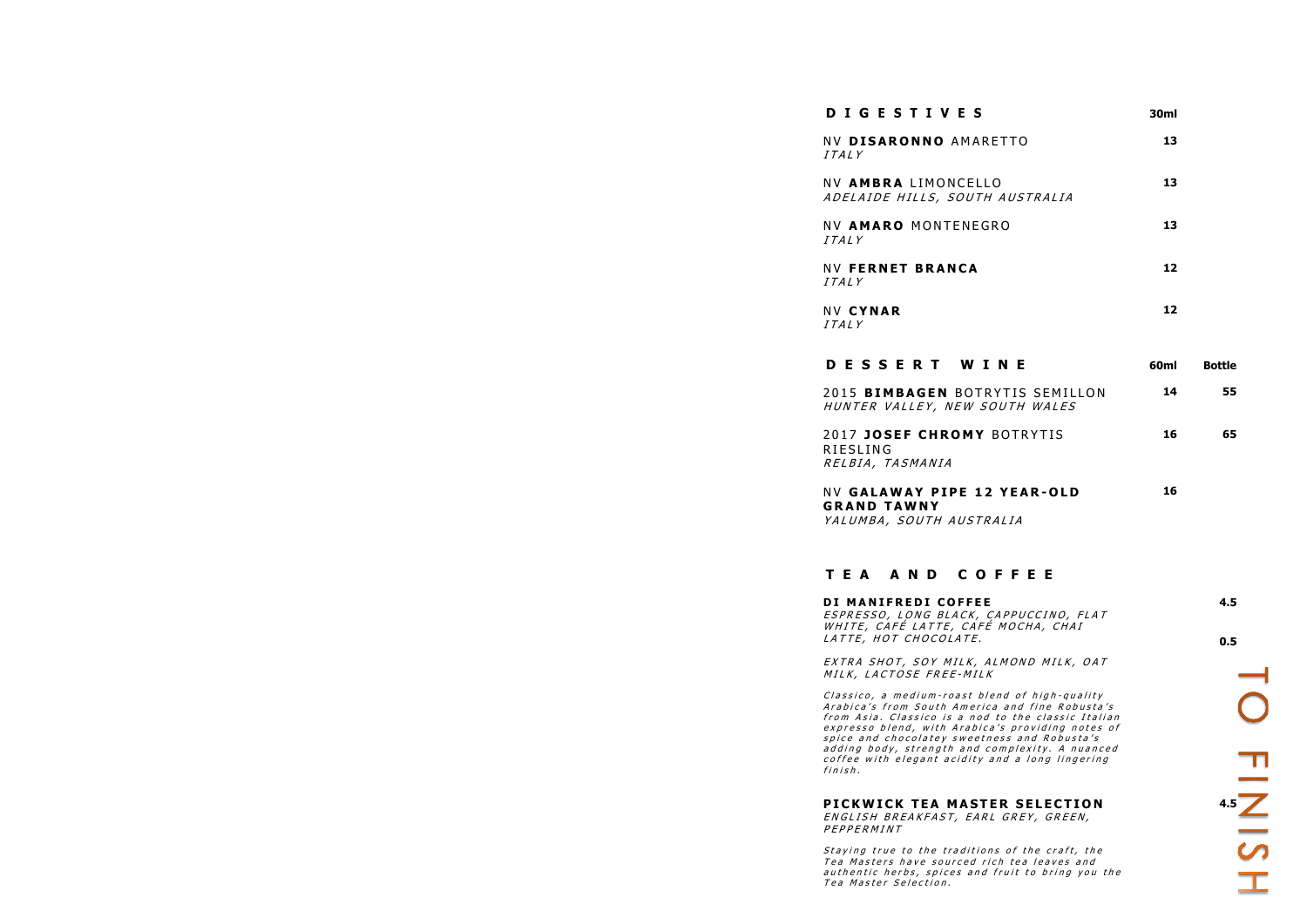## DIGESTIVES

| | 30ml |
|---|---|
| NV **DISARONNO** AMARETTO<br>*ITALY* | 13 |
| NV **AMBRA** LIMONCELLO<br>*ADELAIDE HILLS, SOUTH AUSTRALIA* | 13 |
| NV **AMARO** MONTENEGRO<br>*ITALY* | 13 |
| NV **FERNET BRANCA**<br>*ITALY* | 12 |
| NV **CYNAR**<br>*ITALY* | 12 |

## DESSERT WINE

| | 60ml | Bottle |
|---|---|---|
| 2015 **BIMBAGEN** BOTRYTIS SEMILLON<br>*HUNTER VALLEY, NEW SOUTH WALES* | 14 | 55 |
| 2017 **JOSEF CHROMY** BOTRYTIS RIESLING<br>*RELBIA, TASMANIA* | 16 | 65 |
| NV **GALAWAY PIPE 12 YEAR-OLD GRAND TAWNY**<br>*YALUMBA, SOUTH AUSTRALIA* | 16 | |

## TEA AND COFFEE

**DI MANIFREDI COFFEE** — 4.5
*ESPRESSO, LONG BLACK, CAPPUCCINO, FLAT WHITE, CAFÉ LATTE, CAFÉ MOCHA, CHAI LATTE, HOT CHOCOLATE.*

*EXTRA SHOT, SOY MILK, ALMOND MILK, OAT MILK, LACTOSE FREE-MILK* — 0.5

*Classico, a medium-roast blend of high-quality Arabica's from South America and fine Robusta's from Asia. Classico is a nod to the classic Italian expresso blend, with Arabica's providing notes of spice and chocolatey sweetness and Robusta's adding body, strength and complexity. A nuanced coffee with elegant acidity and a long lingering finish.*

**PICKWICK TEA MASTER SELECTION** — 4.5
*ENGLISH BREAKFAST, EARL GREY, GREEN, PEPPERMINT*

*Staying true to the traditions of the craft, the Tea Masters have sourced rich tea leaves and authentic herbs, spices and fruit to bring you the Tea Master Selection.*

TO FINISH